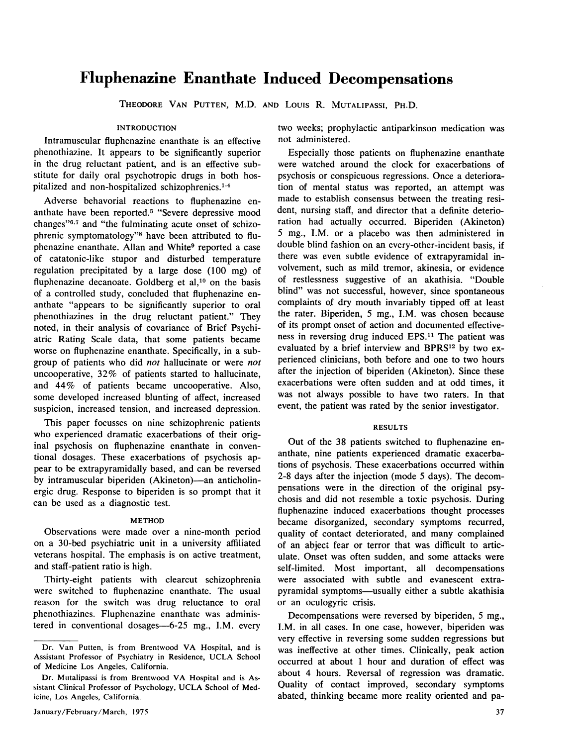# Fluphenazine Enanthate Induced Decompensations

THEODORE VAN PUTTEN, M.D. AND LOUIS R. MUTALIPASSI, PH.D.

## INTRODUCTION

Intramuscular fluphenazine enanthate is an effective phenothiazine. It appears to be significantly superior in the drug reluctant patient, and is an effective substitute for daily oral psychotropic drugs in both hospitalized and non-hospitalized schizophrenics.[1-4]

Adverse behavorial reactions to fluphenazine enanthate have been reported.[5] "Severe depressive mood changes"[6,7] and "the fulminating acute onset of schizophrenic symptomatology"[8] have been attributed to fluphenazine enanthate. Allan and White[9] reported a case of catatonic-like stupor and disturbed temperature regulation precipitated by a large dose (100 mg) of fluphenazine decanoate. Goldberg et al,[10] on the basis of a controlled study, concluded that fluphenazine enanthate "appears to be significantly superior to oral phenothiazines in the drug reluctant patient." They noted, in their analysis of covariance of Brief Psychiatric Rating Scale data, that some patients became worse on fluphenazine enanthate. Specifically, in a subgroup of patients who did *not* hallucinate or were *not* uncooperative, 32% of patients started to hallucinate, and 44% of patients became uncooperative. Also, some developed increased blunting of affect, increased suspicion, increased tension, and increased depression.

This paper focusses on nine schizophrenic patients who experienced dramatic exacerbations of their original psychosis on fluphenazine enanthate in conventional dosages. These exacerbations of psychosis appear to be extrapyramidally based, and can be reversed by intramuscular biperiden (Akineton)—an anticholinergic drug. Response to biperiden is so prompt that it can be used as a diagnostic test.

## METHOD

Observations were made over a nine-month period on a 30-bed psychiatric unit in a university affiliated veterans hospital. The emphasis is on active treatment, and staff-patient ratio is high.

Thirty-eight patients with clearcut schizophrenia were switched to fluphenazine enanthate. The usual reason for the switch was drug reluctance to oral phenothiazines. Fluphenazine enanthate was administered in conventional dosages—6-25 mg., I.M. every two weeks; prophylactic antiparkinson medication was not administered.

Especially those patients on fluphenazine enanthate were watched around the clock for exacerbations of psychosis or conspicuous regressions. Once a deterioration of mental status was reported, an attempt was made to establish consensus between the treating resident, nursing staff, and director that a definite deterioration had actually occurred. Biperiden (Akineton) 5 mg., I.M. or a placebo was then administered in double blind fashion on an every-other-incident basis, if there was even subtle evidence of extrapyramidal involvement, such as mild tremor, akinesia, or evidence of restlessness suggestive of an akathisia. "Double blind" was not successful, however, since spontaneous complaints of dry mouth invariably tipped off at least the rater. Biperiden, 5 mg., I.M. was chosen because of its prompt onset of action and documented effectiveness in reversing drug induced EPS.[11] The patient was evaluated by a brief interview and BPRS[12] by two experienced clinicians, both before and one to two hours after the injection of biperiden (Akineton). Since these exacerbations were often sudden and at odd times, it was not always possible to have two raters. In that event, the patient was rated by the senior investigator.

## RESULTS

Out of the 38 patients switched to fluphenazine enanthate, nine patients experienced dramatic exacerbations of psychosis. These exacerbations occurred within 2-8 days after the injection (mode 5 days). The decompensations were in the direction of the original psychosis and did not resemble a toxic psychosis. During fluphenazine induced exacerbations thought processes became disorganized, secondary symptoms recurred, quality of contact deteriorated, and many complained of an abject fear or terror that was difficult to articulate. Onset was often sudden, and some attacks were self-limited. Most important, all decompensations were associated with subtle and evanescent extrapyramidal symptoms—usually either a subtle akathisia or an oculogyric crisis.

Decompensations were reversed by biperiden, 5 mg., I.M. in all cases. In one case, however, biperiden was very effective in reversing some sudden regressions but was ineffective at other times. Clinically, peak action occurred at about 1 hour and duration of effect was about 4 hours. Reversal of regression was dramatic. Quality of contact improved, secondary symptoms abated, thinking became more reality oriented and pa-

Dr. Van Putten, is from Brentwood VA Hospital, and is Assistant Professor of Psychiatry in Residence, UCLA School of Medicine Los Angeles, California.

Dr. Mutalipassi is from Brentwood VA Hospital and is Assistant Clinical Professor of Psychology, UCLA School of Medicine, Los Angeles, California.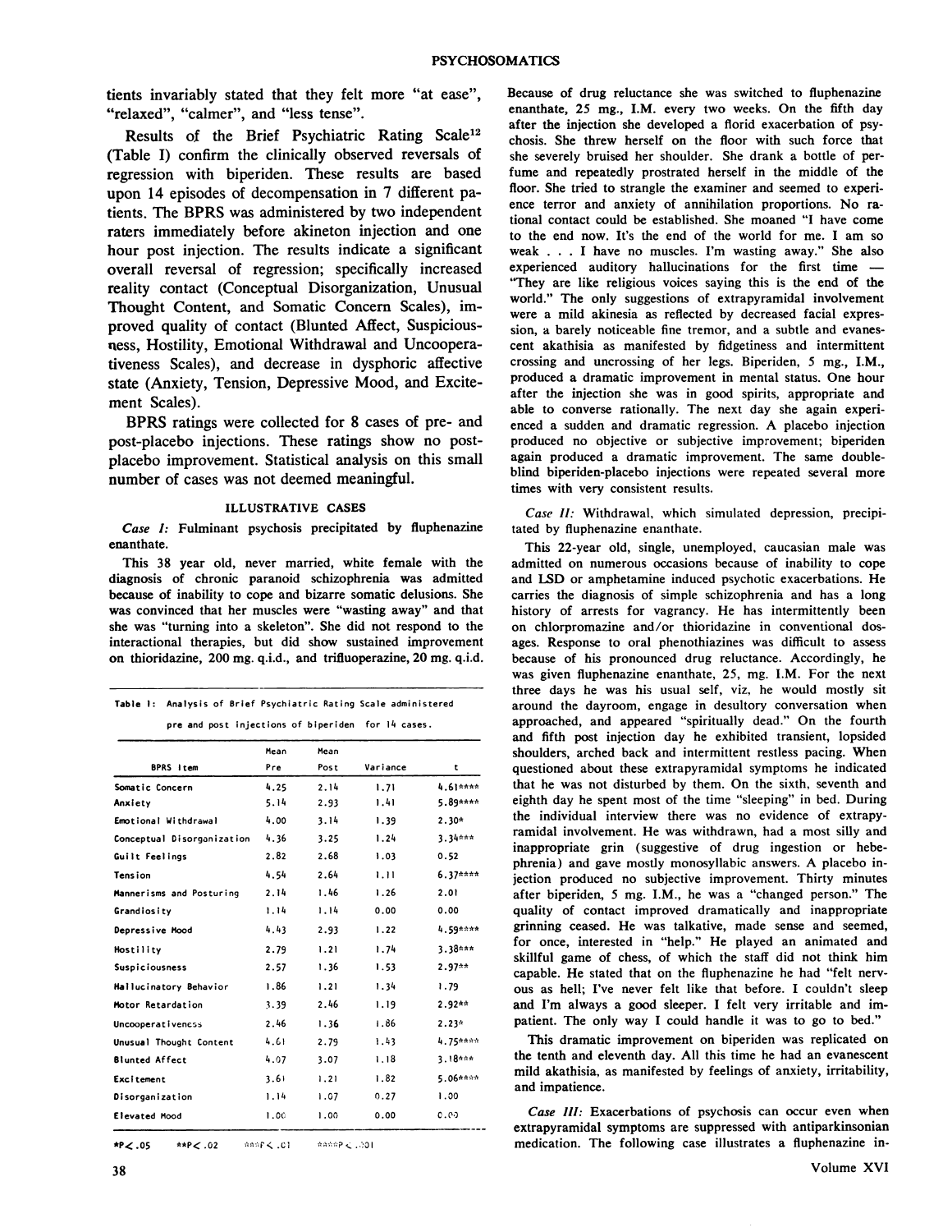tients invariably stated that they felt more "at ease", "relaxed", "calmer", and "less tense".

Results of the Brief Psychiatric Rating Scale[12] (Table I) confirm the clinically observed reversals of regression with biperiden. These results are based upon 14 episodes of decompensation in 7 different patients. The BPRS was administered by two independent raters immediately before akineton injection and one hour post injection. The results indicate a significant overall reversal of regression; specifically increased reality contact (Conceptual Disorganization, Unusual Thought Content, and Somatic Concern Scales), improved quality of contact (Blunted Affect, Suspiciousness, Hostility, Emotional Withdrawal and Uncooperativeness Scales), and decrease in dysphoric affective state (Anxiety, Tension, Depressive Mood, and Excitement Scales).

BPRS ratings were collected for 8 cases of pre- and post-placebo injections. These ratings show no post-placebo improvement. Statistical analysis on this small number of cases was not deemed meaningful.

Table I: Analysis of Brief Psychiatric Rating Scale administered pre and post injections of biperiden for 14 cases.

| BPRS Item | Mean Pre | Mean Post | Variance | t |
|---|---|---|---|---|
| Somatic Concern | 4.25 | 2.14 | 1.71 | 4.61**** |
| Anxiety | 5.14 | 2.93 | 1.41 | 5.89**** |
| Emotional Withdrawal | 4.00 | 3.14 | 1.39 | 2.30* |
| Conceptual Disorganization | 4.36 | 3.25 | 1.24 | 3.34*** |
| Guilt Feelings | 2.82 | 2.68 | 1.03 | 0.52 |
| Tension | 4.54 | 2.64 | 1.11 | 6.37**** |
| Mannerisms and Posturing | 2.14 | 1.46 | 1.26 | 2.01 |
| Grandiosity | 1.14 | 1.14 | 0.00 | 0.00 |
| Depressive Mood | 4.43 | 2.93 | 1.22 | 4.59**** |
| Hostility | 2.79 | 1.21 | 1.74 | 3.38*** |
| Suspiciousness | 2.57 | 1.36 | 1.53 | 2.97** |
| Hallucinatory Behavior | 1.86 | 1.21 | 1.34 | 1.79 |
| Motor Retardation | 3.39 | 2.46 | 1.19 | 2.92** |
| Uncooperativeness | 2.46 | 1.36 | 1.86 | 2.23* |
| Unusual Thought Content | 4.61 | 2.79 | 1.43 | 4.75**** |
| Blunted Affect | 4.07 | 3.07 | 1.18 | 3.18*** |
| Excitement | 3.61 | 1.21 | 1.82 | 5.06**** |
| Disorganization | 1.14 | 1.07 | 0.27 | 1.00 |
| Elevated Mood | 1.00 | 1.00 | 0.00 | 0.00 |

*$P < .05$ **$P < .02$ ***$P < .01$ ****$P < .001$

### ILLUSTRATIVE CASES

*Case I:* Fulminant psychosis precipitated by fluphenazine enanthate.

This 38 year old, never married, white female with the diagnosis of chronic paranoid schizophrenia was admitted because of inability to cope and bizarre somatic delusions. She was convinced that her muscles were "wasting away" and that she was "turning into a skeleton". She did not respond to the interactional therapies, but did show sustained improvement on thioridazine, 200 mg. q.i.d., and trifluoperazine, 20 mg. q.i.d. Because of drug reluctance she was switched to fluphenazine enanthate, 25 mg., I.M. every two weeks. On the fifth day after the injection she developed a florid exacerbation of psychosis. She threw herself on the floor with such force that she severely bruised her shoulder. She drank a bottle of perfume and repeatedly prostrated herself in the middle of the floor. She tried to strangle the examiner and seemed to experience terror and anxiety of annihilation proportions. No rational contact could be established. She moaned "I have come to the end now. It's the end of the world for me. I am so weak . . . I have no muscles. I'm wasting away." She also experienced auditory hallucinations for the first time — "They are like religious voices saying this is the end of the world." The only suggestions of extrapyramidal involvement were a mild akinesia as reflected by decreased facial expression, a barely noticeable fine tremor, and a subtle and evanescent akathisia as manifested by fidgetiness and intermittent crossing and uncrossing of her legs. Biperiden, 5 mg., I.M., produced a dramatic improvement in mental status. One hour after the injection she was in good spirits, appropriate and able to converse rationally. The next day she again experienced a sudden and dramatic regression. A placebo injection produced no objective or subjective improvement; biperiden again produced a dramatic improvement. The same double-blind biperiden-placebo injections were repeated several more times with very consistent results.

*Case II:* Withdrawal, which simulated depression, precipitated by fluphenazine enanthate.

This 22-year old, single, unemployed, caucasian male was admitted on numerous occasions because of inability to cope and LSD or amphetamine induced psychotic exacerbations. He carries the diagnosis of simple schizophrenia and has a long history of arrests for vagrancy. He has intermittently been on chlorpromazine and/or thioridazine in conventional dosages. Response to oral phenothiazines was difficult to assess because of his pronounced drug reluctance. Accordingly, he was given fluphenazine enanthate, 25, mg. I.M. For the next three days he was his usual self, viz, he would mostly sit around the dayroom, engage in desultory conversation when approached, and appeared "spiritually dead." On the fourth and fifth post injection day he exhibited transient, lopsided shoulders, arched back and intermittent restless pacing. When questioned about these extrapyramidal symptoms he indicated that he was not disturbed by them. On the sixth, seventh and eighth day he spent most of the time "sleeping" in bed. During the individual interview there was no evidence of extrapyramidal involvement. He was withdrawn, had a most silly and inappropriate grin (suggestive of drug ingestion or hebephrenia) and gave mostly monosyllabic answers. A placebo injection produced no subjective improvement. Thirty minutes after biperiden, 5 mg. I.M., he was a "changed person." The quality of contact improved dramatically and inappropriate grinning ceased. He was talkative, made sense and seemed, for once, interested in "help." He played an animated and skillful game of chess, of which the staff did not think him capable. He stated that on the fluphenazine he had "felt nervous as hell; I've never felt like that before. I couldn't sleep and I'm always a good sleeper. I felt very irritable and impatient. The only way I could handle it was to go to bed."

This dramatic improvement on biperiden was replicated on the tenth and eleventh day. All this time he had an evanescent mild akathisia, as manifested by feelings of anxiety, irritability, and impatience.

*Case III:* Exacerbations of psychosis can occur even when extrapyramidal symptoms are suppressed with antiparkinsonian medication. The following case illustrates a fluphenazine in-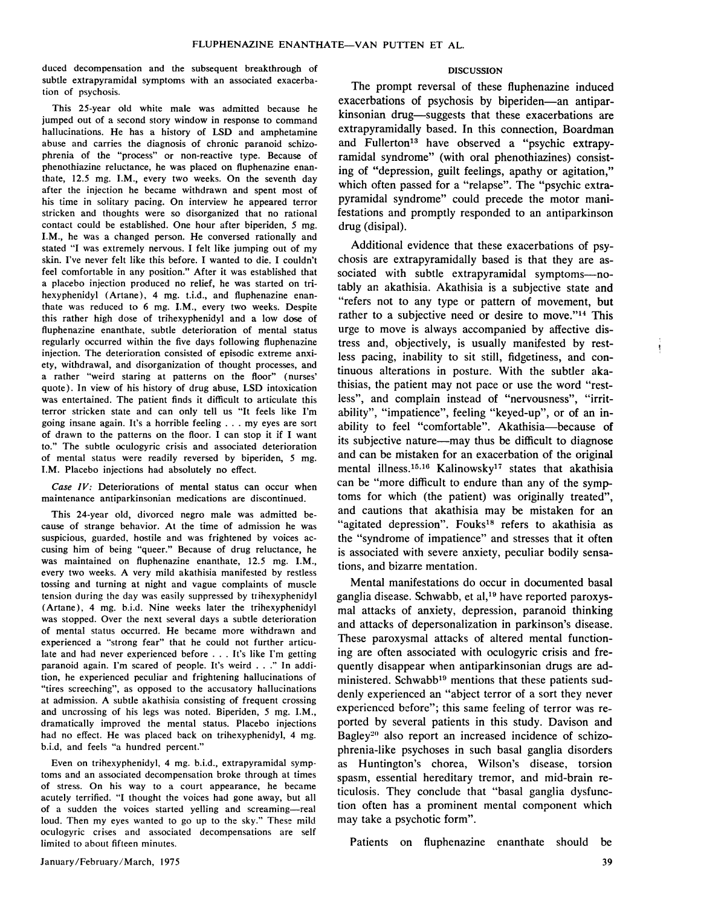duced decompensation and the subsequent breakthrough of subtle extrapyramidal symptoms with an associated exacerbation of psychosis.

This 25-year old white male was admitted because he jumped out of a second story window in response to command hallucinations. He has a history of LSD and amphetamine abuse and carries the diagnosis of chronic paranoid schizophrenia of the "process" or non-reactive type. Because of phenothiazine reluctance, he was placed on fluphenazine enanthate, 12.5 mg. I.M., every two weeks. On the seventh day after the injection he became withdrawn and spent most of his time in solitary pacing. On interview he appeared terror stricken and thoughts were so disorganized that no rational contact could be established. One hour after biperiden, 5 mg. I.M., he was a changed person. He conversed rationally and stated "I was extremely nervous. I felt like jumping out of my skin. I've never felt like this before. I wanted to die. I couldn't feel comfortable in any position." After it was established that a placebo injection produced no relief, he was started on trihexyphenidyl (Artane), 4 mg. t.i.d., and fluphenazine enanthate was reduced to 6 mg. I.M., every two weeks. Despite this rather high dose of trihexyphenidyl and a low dose of fluphenazine enanthate, subtle deterioration of mental status regularly occurred within the five days following fluphenazine injection. The deterioration consisted of episodic extreme anxiety, withdrawal, and disorganization of thought processes, and a rather "weird staring at patterns on the floor" (nurses' quote). In view of his history of drug abuse, LSD intoxication was entertained. The patient finds it difficult to articulate this terror stricken state and can only tell us "It feels like I'm going insane again. It's a horrible feeling . . . my eyes are sort of drawn to the patterns on the floor. I can stop it if I want to." The subtle oculogyric crisis and associated deterioration of mental status were readily reversed by biperiden, 5 mg. I.M. Placebo injections had absolutely no effect.

*Case IV:* Deteriorations of mental status can occur when maintenance antiparkinsonian medications are discontinued.

This 24-year old, divorced negro male was admitted because of strange behavior. At the time of admission he was suspicious, guarded, hostile and was frightened by voices accusing him of being "queer." Because of drug reluctance, he was maintained on fluphenazine enanthate, 12.5 mg. I.M., every two weeks. A very mild akathisia manifested by restless tossing and turning at night and vague complaints of muscle tension during the day was easily suppressed by trihexyphenidyl (Artane), 4 mg. b.i.d. Nine weeks later the trihexyphenidyl was stopped. Over the next several days a subtle deterioration of mental status occurred. He became more withdrawn and experienced a "strong fear" that he could not further articulate and had never experienced before . . . It's like I'm getting paranoid again. I'm scared of people. It's weird . . ." In addition, he experienced peculiar and frightening hallucinations of "tires screeching", as opposed to the accusatory hallucinations at admission. A subtle akathisia consisting of frequent crossing and uncrossing of his legs was noted. Biperiden, 5 mg. I.M., dramatically improved the mental status. Placebo injections had no effect. He was placed back on trihexyphenidyl, 4 mg. b.i.d, and feels "a hundred percent."

Even on trihexyphenidyl, 4 mg. b.i.d., extrapyramidal symptoms and an associated decompensation broke through at times of stress. On his way to a court appearance, he became acutely terrified. "I thought the voices had gone away, but all of a sudden the voices started yelling and screaming—real loud. Then my eyes wanted to go up to the sky." These mild oculogyric crises and associated decompensations are self limited to about fifteen minutes.

## DISCUSSION

The prompt reversal of these fluphenazine induced exacerbations of psychosis by biperiden—an antiparkinsonian drug—suggests that these exacerbations are extrapyramidally based. In this connection, Boardman and Fullerton[13] have observed a "psychic extrapyramidal syndrome" (with oral phenothiazines) consisting of "depression, guilt feelings, apathy or agitation," which often passed for a "relapse". The "psychic extrapyramidal syndrome" could precede the motor manifestations and promptly responded to an antiparkinson drug (disipal).

Additional evidence that these exacerbations of psychosis are extrapyramidally based is that they are associated with subtle extrapyramidal symptoms—notably an akathisia. Akathisia is a subjective state and "refers not to any type or pattern of movement, but rather to a subjective need or desire to move."[14] This urge to move is always accompanied by affective distress and, objectively, is usually manifested by restless pacing, inability to sit still, fidgetiness, and continuous alterations in posture. With the subtler akathisias, the patient may not pace or use the word "restless", and complain instead of "nervousness", "irritability", "impatience", feeling "keyed-up", or of an inability to feel "comfortable". Akathisia—because of its subjective nature—may thus be difficult to diagnose and can be mistaken for an exacerbation of the original mental illness.[15,16] Kalinowsky[17] states that akathisia can be "more difficult to endure than any of the symptoms for which (the patient) was originally treated", and cautions that akathisia may be mistaken for an "agitated depression". Fouks[18] refers to akathisia as the "syndrome of impatience" and stresses that it often is associated with severe anxiety, peculiar bodily sensations, and bizarre mentation.

Mental manifestations do occur in documented basal ganglia disease. Schwabb, et al,[19] have reported paroxysmal attacks of anxiety, depression, paranoid thinking and attacks of depersonalization in parkinson's disease. These paroxysmal attacks of altered mental functioning are often associated with oculogyric crisis and frequently disappear when antiparkinsonian drugs are administered. Schwabb[19] mentions that these patients suddenly experienced an "abject terror of a sort they never experienced before"; this same feeling of terror was reported by several patients in this study. Davison and Bagley[20] also report an increased incidence of schizophrenia-like psychoses in such basal ganglia disorders as Huntington's chorea, Wilson's disease, torsion spasm, essential hereditary tremor, and mid-brain reticulosis. They conclude that "basal ganglia dysfunction often has a prominent mental component which may take a psychotic form".

Patients on fluphenazine enanthate should be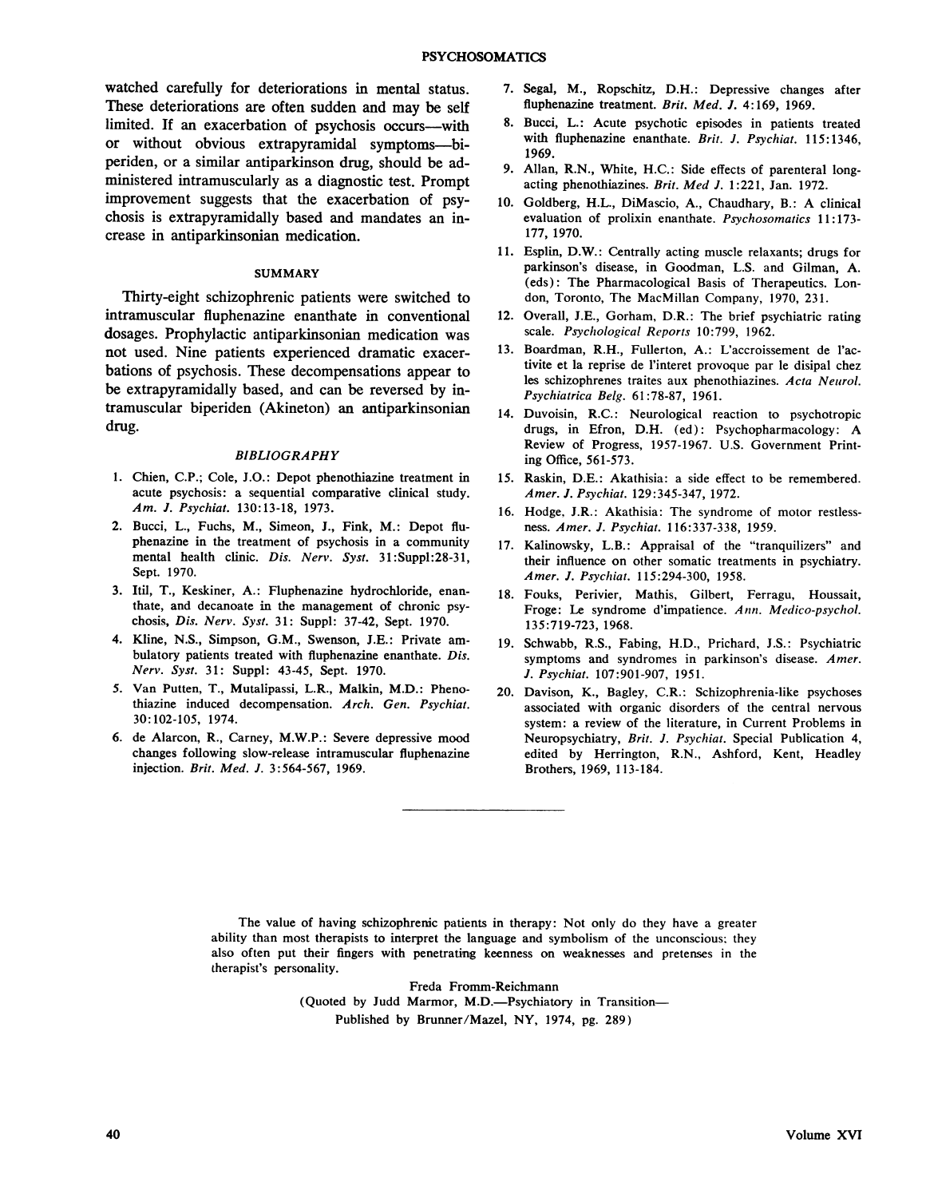watched carefully for deteriorations in mental status. These deteriorations are often sudden and may be self limited. If an exacerbation of psychosis occurs—with or without obvious extrapyramidal symptoms—biperiden, or a similar antiparkinson drug, should be administered intramuscularly as a diagnostic test. Prompt improvement suggests that the exacerbation of psychosis is extrapyramidally based and mandates an increase in antiparkinsonian medication.

## SUMMARY

Thirty-eight schizophrenic patients were switched to intramuscular fluphenazine enanthate in conventional dosages. Prophylactic antiparkinsonian medication was not used. Nine patients experienced dramatic exacerbations of psychosis. These decompensations appear to be extrapyramidally based, and can be reversed by intramuscular biperiden (Akineton) an antiparkinsonian drug.

## *BIBLIOGRAPHY*

1. Chien, C.P.; Cole, J.O.: Depot phenothiazine treatment in acute psychosis: a sequential comparative clinical study. *Am. J. Psychiat.* 130:13-18, 1973.
2. Bucci, L., Fuchs, M., Simeon, J., Fink, M.: Depot fluphenazine in the treatment of psychosis in a community mental health clinic. *Dis. Nerv. Syst.* 31:Suppl:28-31, Sept. 1970.
3. Itil, T., Keskiner, A.: Fluphenazine hydrochloride, enanthate, and decanoate in the management of chronic psychosis, *Dis. Nerv. Syst.* 31: Suppl: 37-42, Sept. 1970.
4. Kline, N.S., Simpson, G.M., Swenson, J.E.: Private ambulatory patients treated with fluphenazine enanthate. *Dis. Nerv. Syst.* 31: Suppl: 43-45, Sept. 1970.
5. Van Putten, T., Mutalipassi, L.R., Malkin, M.D.: Phenothiazine induced decompensation. *Arch. Gen. Psychiat.* 30:102-105, 1974.
6. de Alarcon, R., Carney, M.W.P.: Severe depressive mood changes following slow-release intramuscular fluphenazine injection. *Brit. Med. J.* 3:564-567, 1969.
7. Segal, M., Ropschitz, D.H.: Depressive changes after fluphenazine treatment. *Brit. Med. J.* 4:169, 1969.
8. Bucci, L.: Acute psychotic episodes in patients treated with fluphenazine enanthate. *Brit. J. Psychiat.* 115:1346, 1969.
9. Allan, R.N., White, H.C.: Side effects of parenteral long-acting phenothiazines. *Brit. Med J.* 1:221, Jan. 1972.
10. Goldberg, H.L., DiMascio, A., Chaudhary, B.: A clinical evaluation of prolixin enanthate. *Psychosomatics* 11:173-177, 1970.
11. Esplin, D.W.: Centrally acting muscle relaxants; drugs for parkinson's disease, in Goodman, L.S. and Gilman, A. (eds): The Pharmacological Basis of Therapeutics. London, Toronto, The MacMillan Company, 1970, 231.
12. Overall, J.E., Gorham, D.R.: The brief psychiatric rating scale. *Psychological Reports* 10:799, 1962.
13. Boardman, R.H., Fullerton, A.: L'accroissement de l'activite et la reprise de l'interet provoque par le disipal chez les schizophrenes traites aux phenothiazines. *Acta Neurol. Psychiatrica Belg.* 61:78-87, 1961.
14. Duvoisin, R.C.: Neurological reaction to psychotropic drugs, in Efron, D.H. (ed): Psychopharmacology: A Review of Progress, 1957-1967. U.S. Government Printing Office, 561-573.
15. Raskin, D.E.: Akathisia: a side effect to be remembered. *Amer. J. Psychiat.* 129:345-347, 1972.
16. Hodge, J.R.: Akathisia: The syndrome of motor restlessness. *Amer. J. Psychiat.* 116:337-338, 1959.
17. Kalinowsky, L.B.: Appraisal of the "tranquilizers" and their influence on other somatic treatments in psychiatry. *Amer. J. Psychiat.* 115:294-300, 1958.
18. Fouks, Perivier, Mathis, Gilbert, Ferragu, Houssait, Froge: Le syndrome d'impatience. *Ann. Medico-psychol.* 135:719-723, 1968.
19. Schwabb, R.S., Fabing, H.D., Prichard, J.S.: Psychiatric symptoms and syndromes in parkinson's disease. *Amer. J. Psychiat.* 107:901-907, 1951.
20. Davison, K., Bagley, C.R.: Schizophrenia-like psychoses associated with organic disorders of the central nervous system: a review of the literature, in Current Problems in Neuropsychiatry, *Brit. J. Psychiat.* Special Publication 4, edited by Herrington, R.N., Ashford, Kent, Headley Brothers, 1969, 113-184.

---

The value of having schizophrenic patients in therapy: Not only do they have a greater ability than most therapists to interpret the language and symbolism of the unconscious; they also often put their fingers with penetrating keenness on weaknesses and pretenses in the therapist's personality.

Freda Fromm-Reichmann
(Quoted by Judd Marmor, M.D.—Psychiatory in Transition—
Published by Brunner/Mazel, NY, 1974, pg. 289)